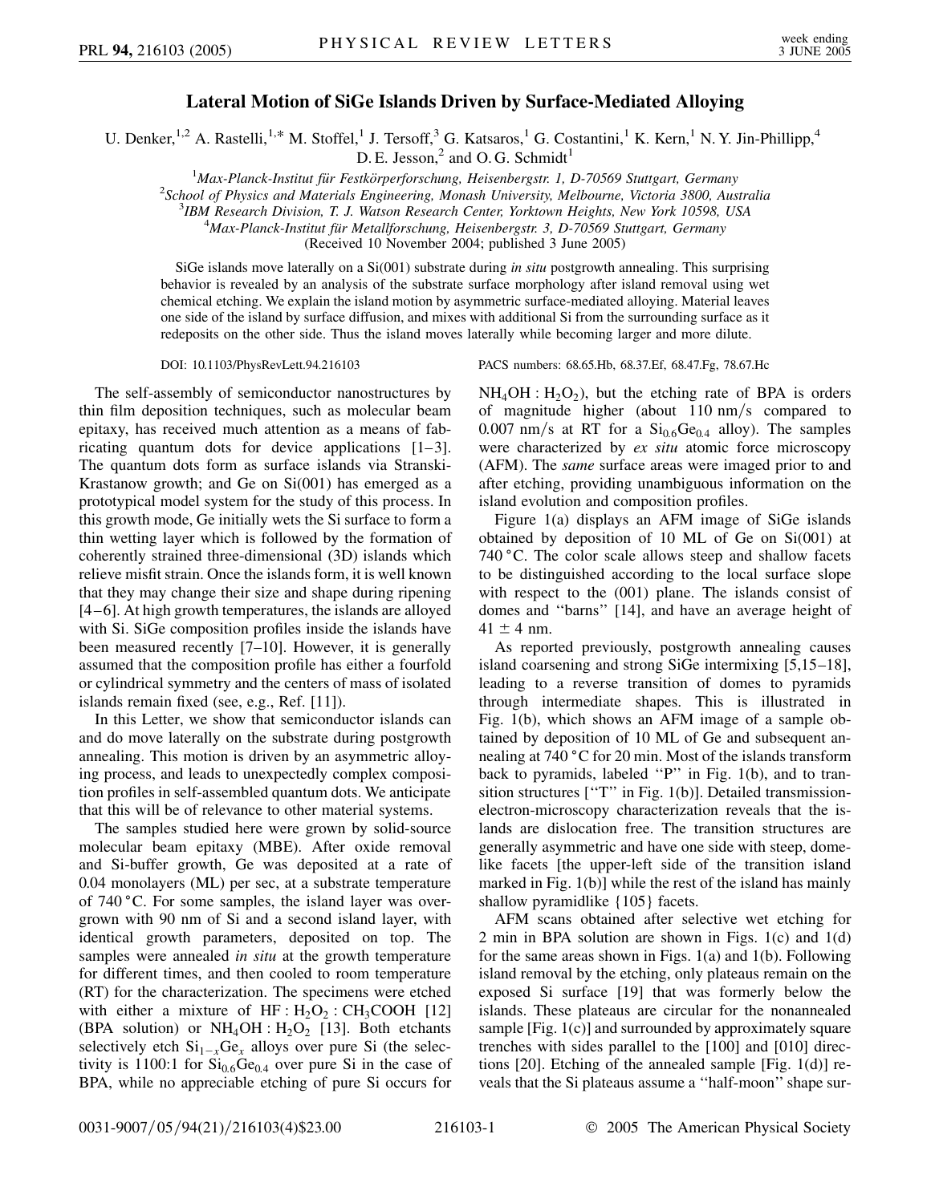# Lateral Motion of SiGe Islands Driven by Surface-Mediated Alloying

U. Denker,[1,2] A. Rastelli,[1,*] M. Stoffel,[1] J. Tersoff,[3] G. Katsaros,[1] G. Costantini,[1] K. Kern,[1] N. Y. Jin-Phillipp,[4] D. E. Jesson,[2] and O. G. Schmidt[1]

[1]*Max-Planck-Institut für Festkörperforschung, Heisenbergstr. 1, D-70569 Stuttgart, Germany*
[2]*School of Physics and Materials Engineering, Monash University, Melbourne, Victoria 3800, Australia*
[3]*IBM Research Division, T. J. Watson Research Center, Yorktown Heights, New York 10598, USA*
[4]*Max-Planck-Institut für Metallforschung, Heisenbergstr. 3, D-70569 Stuttgart, Germany*

(Received 10 November 2004; published 3 June 2005)

SiGe islands move laterally on a Si(001) substrate during *in situ* postgrowth annealing. This surprising behavior is revealed by an analysis of the substrate surface morphology after island removal using wet chemical etching. We explain the island motion by asymmetric surface-mediated alloying. Material leaves one side of the island by surface diffusion, and mixes with additional Si from the surrounding surface as it redeposits on the other side. Thus the island moves laterally while becoming larger and more dilute.

DOI: 10.1103/PhysRevLett.94.216103 PACS numbers: 68.65.Hb, 68.37.Ef, 68.47.Fg, 78.67.Hc

The self-assembly of semiconductor nanostructures by thin film deposition techniques, such as molecular beam epitaxy, has received much attention as a means of fabricating quantum dots for device applications [1–3]. The quantum dots form as surface islands via Stranski-Krastanow growth; and Ge on Si(001) has emerged as a prototypical model system for the study of this process. In this growth mode, Ge initially wets the Si surface to form a thin wetting layer which is followed by the formation of coherently strained three-dimensional (3D) islands which relieve misfit strain. Once the islands form, it is well known that they may change their size and shape during ripening [4–6]. At high growth temperatures, the islands are alloyed with Si. SiGe composition profiles inside the islands have been measured recently [7–10]. However, it is generally assumed that the composition profile has either a fourfold or cylindrical symmetry and the centers of mass of isolated islands remain fixed (see, e.g., Ref. [11]).

In this Letter, we show that semiconductor islands can and do move laterally on the substrate during postgrowth annealing. This motion is driven by an asymmetric alloying process, and leads to unexpectedly complex composition profiles in self-assembled quantum dots. We anticipate that this will be of relevance to other material systems.

The samples studied here were grown by solid-source molecular beam epitaxy (MBE). After oxide removal and Si-buffer growth, Ge was deposited at a rate of 0.04 monolayers (ML) per sec, at a substrate temperature of 740 °C. For some samples, the island layer was overgrown with 90 nm of Si and a second island layer, with identical growth parameters, deposited on top. The samples were annealed *in situ* at the growth temperature for different times, and then cooled to room temperature (RT) for the characterization. The specimens were etched with either a mixture of $HF:H_2O_2:CH_3COOH$ [12] (BPA solution) or $NH_4OH:H_2O_2$ [13]. Both etchants selectively etch $Si_{1-x}Ge_x$ alloys over pure Si (the selectivity is 1100:1 for $Si_{0.6}Ge_{0.4}$ over pure Si in the case of BPA, while no appreciable etching of pure Si occurs for $NH_4OH:H_2O_2$), but the etching rate of BPA is orders of magnitude higher (about 110 nm/s compared to 0.007 nm/s at RT for a $Si_{0.6}Ge_{0.4}$ alloy). The samples were characterized by *ex situ* atomic force microscopy (AFM). The *same* surface areas were imaged prior to and after etching, providing unambiguous information on the island evolution and composition profiles.

Figure 1(a) displays an AFM image of SiGe islands obtained by deposition of 10 ML of Ge on Si(001) at 740 °C. The color scale allows steep and shallow facets to be distinguished according to the local surface slope with respect to the (001) plane. The islands consist of domes and "barns" [14], and have an average height of 41 ± 4 nm.

As reported previously, postgrowth annealing causes island coarsening and strong SiGe intermixing [5,15–18], leading to a reverse transition of domes to pyramids through intermediate shapes. This is illustrated in Fig. 1(b), which shows an AFM image of a sample obtained by deposition of 10 ML of Ge and subsequent annealing at 740 °C for 20 min. Most of the islands transform back to pyramids, labeled "P" in Fig. 1(b), and to transition structures ["T" in Fig. 1(b)]. Detailed transmission-electron-microscopy characterization reveals that the islands are dislocation free. The transition structures are generally asymmetric and have one side with steep, dome-like facets [the upper-left side of the transition island marked in Fig. 1(b)] while the rest of the island has mainly shallow pyramidlike {105} facets.

AFM scans obtained after selective wet etching for 2 min in BPA solution are shown in Figs. 1(c) and 1(d) for the same areas shown in Figs. 1(a) and 1(b). Following island removal by the etching, only plateaus remain on the exposed Si surface [19] that was formerly below the islands. These plateaus are circular for the nonannealed sample [Fig. 1(c)] and surrounded by approximately square trenches with sides parallel to the [100] and [010] directions [20]. Etching of the annealed sample [Fig. 1(d)] reveals that the Si plateaus assume a "half-moon" shape sur-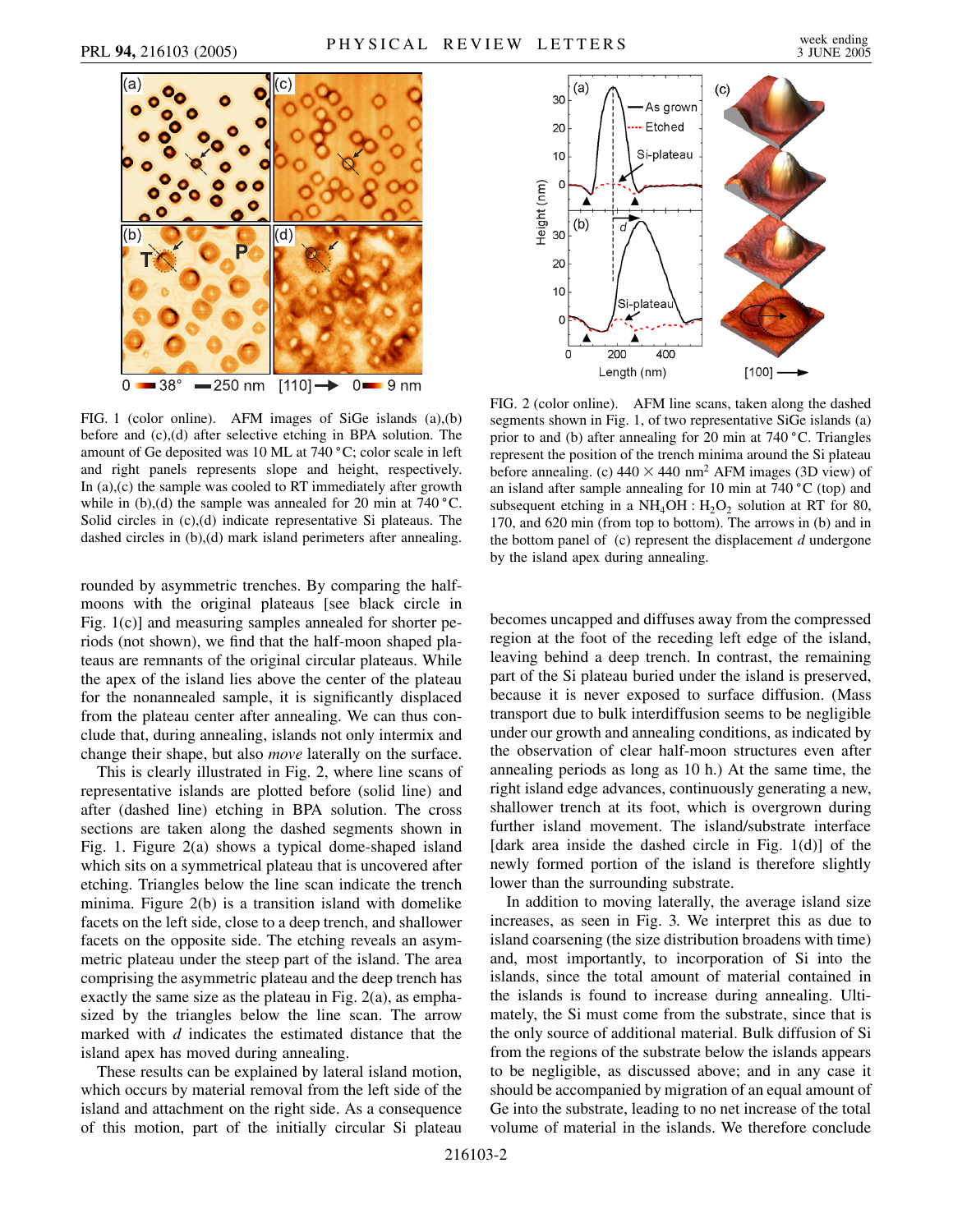0 38° 250 nm [110] 0 9 nm

FIG. 1 (color online). AFM images of SiGe islands (a),(b) before and (c),(d) after selective etching in BPA solution. The amount of Ge deposited was 10 ML at 740 °C; color scale in left and right panels represents slope and height, respectively. In (a),(c) the sample was cooled to RT immediately after growth while in (b),(d) the sample was annealed for 20 min at 740 °C. Solid circles in (c),(d) indicate representative Si plateaus. The dashed circles in (b),(d) mark island perimeters after annealing.

FIG. 2 (color online). AFM line scans, taken along the dashed segments shown in Fig. 1, of two representative SiGe islands (a) prior to and (b) after annealing for 20 min at 740 °C. Triangles represent the position of the trench minima around the Si plateau before annealing. (c) $440 \times 440$ nm$^2$ AFM images (3D view) of an island after sample annealing for 10 min at 740 °C (top) and subsequent etching in a $NH_4OH : H_2O_2$ solution at RT for 80, 170, and 620 min (from top to bottom). The arrows in (b) and in the bottom panel of (c) represent the displacement $d$ undergone by the island apex during annealing.

rounded by asymmetric trenches. By comparing the half-moons with the original plateaus [see black circle in Fig. 1(c)] and measuring samples annealed for shorter periods (not shown), we find that the half-moon shaped plateaus are remnants of the original circular plateaus. While the apex of the island lies above the center of the plateau for the nonannealed sample, it is significantly displaced from the plateau center after annealing. We can thus conclude that, during annealing, islands not only intermix and change their shape, but also *move* laterally on the surface.

This is clearly illustrated in Fig. 2, where line scans of representative islands are plotted before (solid line) and after (dashed line) etching in BPA solution. The cross sections are taken along the dashed segments shown in Fig. 1. Figure 2(a) shows a typical dome-shaped island which sits on a symmetrical plateau that is uncovered after etching. Triangles below the line scan indicate the trench minima. Figure 2(b) is a transition island with domelike facets on the left side, close to a deep trench, and shallower facets on the opposite side. The etching reveals an asymmetric plateau under the steep part of the island. The area comprising the asymmetric plateau and the deep trench has exactly the same size as the plateau in Fig. 2(a), as emphasized by the triangles below the line scan. The arrow marked with $d$ indicates the estimated distance that the island apex has moved during annealing.

These results can be explained by lateral island motion, which occurs by material removal from the left side of the island and attachment on the right side. As a consequence of this motion, part of the initially circular Si plateau becomes uncapped and diffuses away from the compressed region at the foot of the receding left edge of the island, leaving behind a deep trench. In contrast, the remaining part of the Si plateau buried under the island is preserved, because it is never exposed to surface diffusion. (Mass transport due to bulk interdiffusion seems to be negligible under our growth and annealing conditions, as indicated by the observation of clear half-moon structures even after annealing periods as long as 10 h.) At the same time, the right island edge advances, continuously generating a new, shallower trench at its foot, which is overgrown during further island movement. The island/substrate interface [dark area inside the dashed circle in Fig. 1(d)] of the newly formed portion of the island is therefore slightly lower than the surrounding substrate.

In addition to moving laterally, the average island size increases, as seen in Fig. 3. We interpret this as due to island coarsening (the size distribution broadens with time) and, most importantly, to incorporation of Si into the islands, since the total amount of material contained in the islands is found to increase during annealing. Ultimately, the Si must come from the substrate, since that is the only source of additional material. Bulk diffusion of Si from the regions of the substrate below the islands appears to be negligible, as discussed above; and in any case it should be accompanied by migration of an equal amount of Ge into the substrate, leading to no net increase of the total volume of material in the islands. We therefore conclude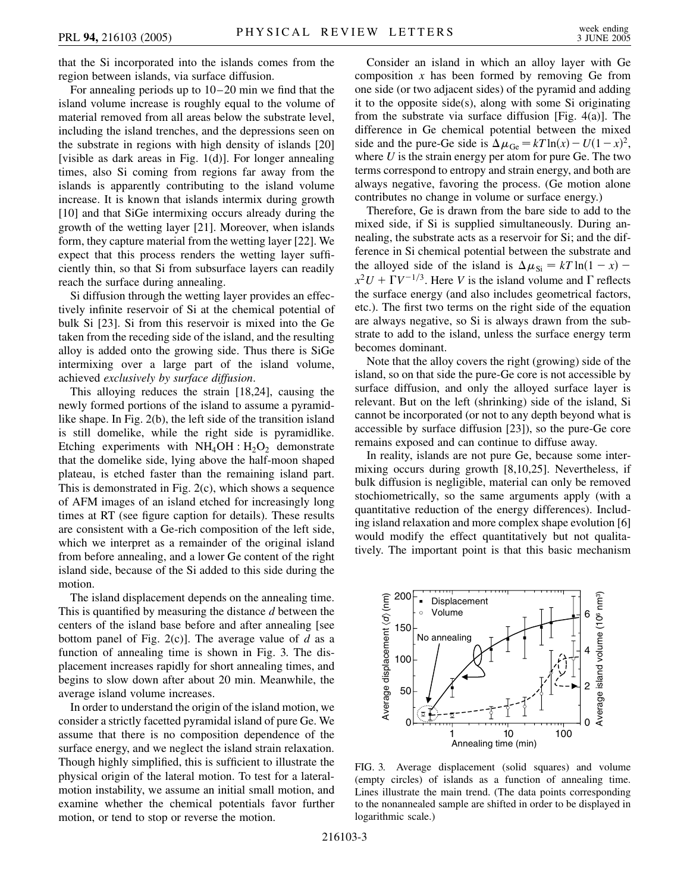that the Si incorporated into the islands comes from the region between islands, via surface diffusion.

For annealing periods up to 10–20 min we find that the island volume increase is roughly equal to the volume of material removed from all areas below the substrate level, including the island trenches, and the depressions seen on the substrate in regions with high density of islands [20] [visible as dark areas in Fig. 1(d)]. For longer annealing times, also Si coming from regions far away from the islands is apparently contributing to the island volume increase. It is known that islands intermix during growth [10] and that SiGe intermixing occurs already during the growth of the wetting layer [21]. Moreover, when islands form, they capture material from the wetting layer [22]. We expect that this process renders the wetting layer sufficiently thin, so that Si from subsurface layers can readily reach the surface during annealing.

Si diffusion through the wetting layer provides an effectively infinite reservoir of Si at the chemical potential of bulk Si [23]. Si from this reservoir is mixed into the Ge taken from the receding side of the island, and the resulting alloy is added onto the growing side. Thus there is SiGe intermixing over a large part of the island volume, achieved *exclusively by surface diffusion*.

This alloying reduces the strain [18,24], causing the newly formed portions of the island to assume a pyramidlike shape. In Fig. 2(b), the left side of the transition island is still domelike, while the right side is pyramidlike. Etching experiments with $NH_4OH : H_2O_2$ demonstrate that the domelike side, lying above the half-moon shaped plateau, is etched faster than the remaining island part. This is demonstrated in Fig. 2(c), which shows a sequence of AFM images of an island etched for increasingly long times at RT (see figure caption for details). These results are consistent with a Ge-rich composition of the left side, which we interpret as a remainder of the original island from before annealing, and a lower Ge content of the right island side, because of the Si added to this side during the motion.

The island displacement depends on the annealing time. This is quantified by measuring the distance $d$ between the centers of the island base before and after annealing [see bottom panel of Fig. 2(c)]. The average value of $d$ as a function of annealing time is shown in Fig. 3. The displacement increases rapidly for short annealing times, and begins to slow down after about 20 min. Meanwhile, the average island volume increases.

In order to understand the origin of the island motion, we consider a strictly facetted pyramidal island of pure Ge. We assume that there is no composition dependence of the surface energy, and we neglect the island strain relaxation. Though highly simplified, this is sufficient to illustrate the physical origin of the lateral motion. To test for a lateral-motion instability, we assume an initial small motion, and examine whether the chemical potentials favor further motion, or tend to stop or reverse the motion.

Consider an island in which an alloy layer with Ge composition $x$ has been formed by removing Ge from one side (or two adjacent sides) of the pyramid and adding it to the opposite side(s), along with some Si originating from the substrate via surface diffusion [Fig. 4(a)]. The difference in Ge chemical potential between the mixed side and the pure-Ge side is $\Delta\mu_{Ge} = kT\ln(x) - U(1-x)^2$, where $U$ is the strain energy per atom for pure Ge. The two terms correspond to entropy and strain energy, and both are always negative, favoring the process. (Ge motion alone contributes no change in volume or surface energy.)

Therefore, Ge is drawn from the bare side to add to the mixed side, if Si is supplied simultaneously. During annealing, the substrate acts as a reservoir for Si; and the difference in Si chemical potential between the substrate and the alloyed side of the island is $\Delta\mu_{Si} = kT\ln(1-x) - x^2U + \Gamma V^{-1/3}$. Here $V$ is the island volume and $\Gamma$ reflects the surface energy (and also includes geometrical factors, etc.). The first two terms on the right side of the equation are always negative, so Si is always drawn from the substrate to add to the island, unless the surface energy term becomes dominant.

Note that the alloy covers the right (growing) side of the island, so on that side the pure-Ge core is not accessible by surface diffusion, and only the alloyed surface layer is relevant. But on the left (shrinking) side of the island, Si cannot be incorporated (or not to any depth beyond what is accessible by surface diffusion [23]), so the pure-Ge core remains exposed and can continue to diffuse away.

In reality, islands are not pure Ge, because some intermixing occurs during growth [8,10,25]. Nevertheless, if bulk diffusion is negligible, material can only be removed stochiometrically, so the same arguments apply (with a quantitative reduction of the energy differences). Including island relaxation and more complex shape evolution [6] would modify the effect quantitatively but not qualitatively. The important point is that this basic mechanism

FIG. 3. Average displacement (solid squares) and volume (empty circles) of islands as a function of annealing time. Lines illustrate the main trend. (The data points corresponding to the nonannealed sample are shifted in order to be displayed in logarithmic scale.)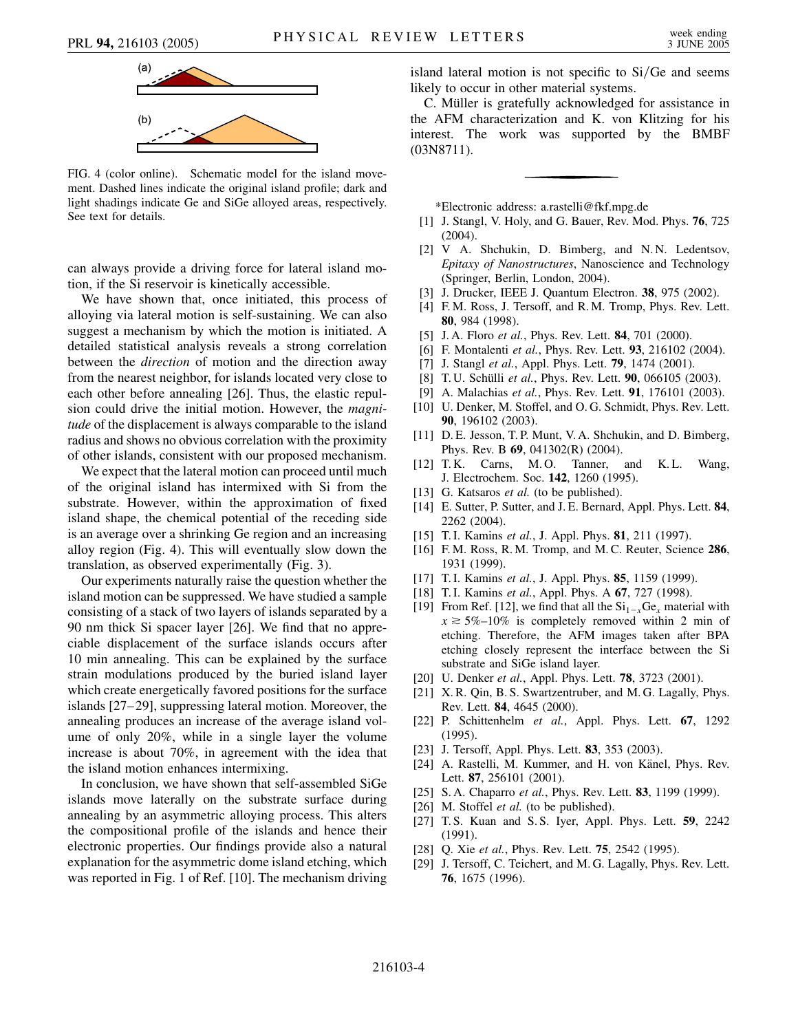(a)

(b)

FIG. 4 (color online). Schematic model for the island movement. Dashed lines indicate the original island profile; dark and light shadings indicate Ge and SiGe alloyed areas, respectively. See text for details.

can always provide a driving force for lateral island motion, if the Si reservoir is kinetically accessible.

We have shown that, once initiated, this process of alloying via lateral motion is self-sustaining. We can also suggest a mechanism by which the motion is initiated. A detailed statistical analysis reveals a strong correlation between the *direction* of motion and the direction away from the nearest neighbor, for islands located very close to each other before annealing [26]. Thus, the elastic repulsion could drive the initial motion. However, the *magnitude* of the displacement is always comparable to the island radius and shows no obvious correlation with the proximity of other islands, consistent with our proposed mechanism.

We expect that the lateral motion can proceed until much of the original island has intermixed with Si from the substrate. However, within the approximation of fixed island shape, the chemical potential of the receding side is an average over a shrinking Ge region and an increasing alloy region (Fig. 4). This will eventually slow down the translation, as observed experimentally (Fig. 3).

Our experiments naturally raise the question whether the island motion can be suppressed. We have studied a sample consisting of a stack of two layers of islands separated by a 90 nm thick Si spacer layer [26]. We find that no appreciable displacement of the surface islands occurs after 10 min annealing. This can be explained by the surface strain modulations produced by the buried island layer which create energetically favored positions for the surface islands [27–29], suppressing lateral motion. Moreover, the annealing produces an increase of the average island volume of only 20%, while in a single layer the volume increase is about 70%, in agreement with the idea that the island motion enhances intermixing.

In conclusion, we have shown that self-assembled SiGe islands move laterally on the substrate surface during annealing by an asymmetric alloying process. This alters the compositional profile of the islands and hence their electronic properties. Our findings provide also a natural explanation for the asymmetric dome island etching, which was reported in Fig. 1 of Ref. [10]. The mechanism driving island lateral motion is not specific to Si/Ge and seems likely to occur in other material systems.

C. Müller is gratefully acknowledged for assistance in the AFM characterization and K. von Klitzing for his interest. The work was supported by the BMBF (03N8711).

*Electronic address: a.rastelli@fkf.mpg.de

[1] J. Stangl, V. Holy, and G. Bauer, Rev. Mod. Phys. **76**, 725 (2004).
[2] V A. Shchukin, D. Bimberg, and N.N. Ledentsov, *Epitaxy of Nanostructures*, Nanoscience and Technology (Springer, Berlin, London, 2004).
[3] J. Drucker, IEEE J. Quantum Electron. **38**, 975 (2002).
[4] F.M. Ross, J. Tersoff, and R.M. Tromp, Phys. Rev. Lett. **80**, 984 (1998).
[5] J.A. Floro *et al.*, Phys. Rev. Lett. **84**, 701 (2000).
[6] F. Montalenti *et al.*, Phys. Rev. Lett. **93**, 216102 (2004).
[7] J. Stangl *et al.*, Appl. Phys. Lett. **79**, 1474 (2001).
[8] T.U. Schülli *et al.*, Phys. Rev. Lett. **90**, 066105 (2003).
[9] A. Malachias *et al.*, Phys. Rev. Lett. **91**, 176101 (2003).
[10] U. Denker, M. Stoffel, and O.G. Schmidt, Phys. Rev. Lett. **90**, 196102 (2003).
[11] D.E. Jesson, T.P. Munt, V.A. Shchukin, and D. Bimberg, Phys. Rev. B **69**, 041302(R) (2004).
[12] T.K. Carns, M.O. Tanner, and K.L. Wang, J. Electrochem. Soc. **142**, 1260 (1995).
[13] G. Katsaros *et al.* (to be published).
[14] E. Sutter, P. Sutter, and J.E. Bernard, Appl. Phys. Lett. **84**, 2262 (2004).
[15] T.I. Kamins *et al.*, J. Appl. Phys. **81**, 211 (1997).
[16] F.M. Ross, R.M. Tromp, and M.C. Reuter, Science **286**, 1931 (1999).
[17] T.I. Kamins *et al.*, J. Appl. Phys. **85**, 1159 (1999).
[18] T.I. Kamins *et al.*, Appl. Phys. A **67**, 727 (1998).
[19] From Ref. [12], we find that all the $Si_{1-x}Ge_x$ material with $x \gtrsim 5\%–10\%$ is completely removed within 2 min of etching. Therefore, the AFM images taken after BPA etching closely represent the interface between the Si substrate and SiGe island layer.
[20] U. Denker *et al.*, Appl. Phys. Lett. **78**, 3723 (2001).
[21] X.R. Qin, B.S. Swartzentruber, and M.G. Lagally, Phys. Rev. Lett. **84**, 4645 (2000).
[22] P. Schittenhelm *et al.*, Appl. Phys. Lett. **67**, 1292 (1995).
[23] J. Tersoff, Appl. Phys. Lett. **83**, 353 (2003).
[24] A. Rastelli, M. Kummer, and H. von Känel, Phys. Rev. Lett. **87**, 256101 (2001).
[25] S.A. Chaparro *et al.*, Phys. Rev. Lett. **83**, 1199 (1999).
[26] M. Stoffel *et al.* (to be published).
[27] T.S. Kuan and S.S. Iyer, Appl. Phys. Lett. **59**, 2242 (1991).
[28] Q. Xie *et al.*, Phys. Rev. Lett. **75**, 2542 (1995).
[29] J. Tersoff, C. Teichert, and M.G. Lagally, Phys. Rev. Lett. **76**, 1675 (1996).